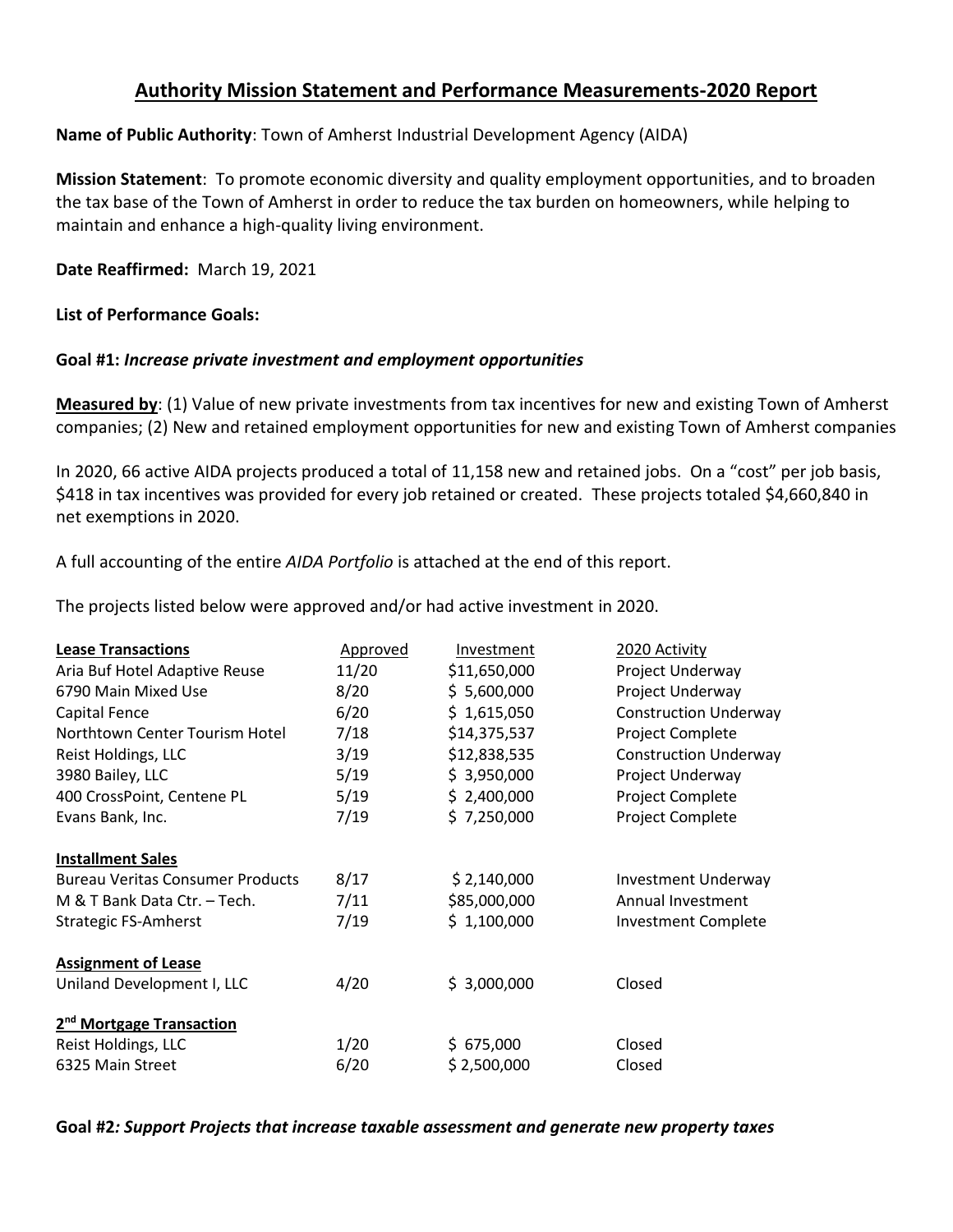# Authority Mission Statement and Performance Measurements-2020 Report

**Name of Public Authority**: Town of Amherst Industrial Development Agency (AIDA)

**Mission Statement**: To promote economic diversity and quality employment opportunities, and to broaden the tax base of the Town of Amherst in order to reduce the tax burden on homeowners, while helping to maintain and enhance a high-quality living environment.

**Date Reaffirmed:** March 19, 2021

**List of Performance Goals:**

**Goal #1:** ***Increase private investment and employment opportunities***

**Measured by**: (1) Value of new private investments from tax incentives for new and existing Town of Amherst companies; (2) New and retained employment opportunities for new and existing Town of Amherst companies

In 2020, 66 active AIDA projects produced a total of 11,158 new and retained jobs. On a "cost" per job basis, $418 in tax incentives was provided for every job retained or created. These projects totaled $4,660,840 in net exemptions in 2020.

A full accounting of the entire *AIDA Portfolio* is attached at the end of this report.

The projects listed below were approved and/or had active investment in 2020.

| **Lease Transactions** | Approved | Investment | 2020 Activity |
|---|---|---|---|
| Aria Buf Hotel Adaptive Reuse | 11/20 | $11,650,000 | Project Underway |
| 6790 Main Mixed Use | 8/20 | $ 5,600,000 | Project Underway |
| Capital Fence | 6/20 | $ 1,615,050 | Construction Underway |
| Northtown Center Tourism Hotel | 7/18 | $14,375,537 | Project Complete |
| Reist Holdings, LLC | 3/19 | $12,838,535 | Construction Underway |
| 3980 Bailey, LLC | 5/19 | $ 3,950,000 | Project Underway |
| 400 CrossPoint, Centene PL | 5/19 | $ 2,400,000 | Project Complete |
| Evans Bank, Inc. | 7/19 | $ 7,250,000 | Project Complete |
| **Installment Sales** | | | |
| Bureau Veritas Consumer Products | 8/17 | $ 2,140,000 | Investment Underway |
| M & T Bank Data Ctr. – Tech. | 7/11 | $85,000,000 | Annual Investment |
| Strategic FS-Amherst | 7/19 | $ 1,100,000 | Investment Complete |
| **Assignment of Lease** | | | |
| Uniland Development I, LLC | 4/20 | $ 3,000,000 | Closed |
| **2nd Mortgage Transaction** | | | |
| Reist Holdings, LLC | 1/20 | $ 675,000 | Closed |
| 6325 Main Street | 6/20 | $ 2,500,000 | Closed |

**Goal #2*: Support Projects that increase taxable assessment and generate new property taxes***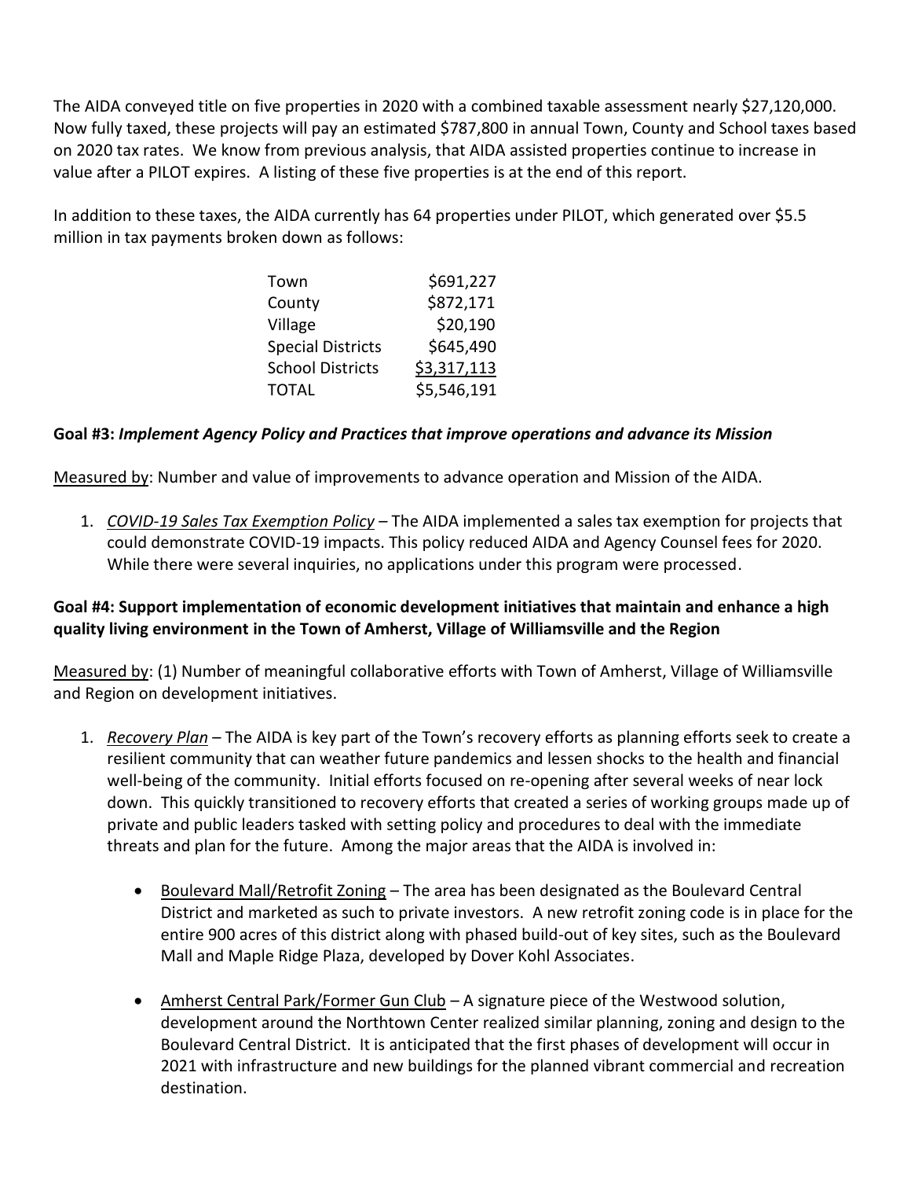The AIDA conveyed title on five properties in 2020 with a combined taxable assessment nearly $27,120,000. Now fully taxed, these projects will pay an estimated $787,800 in annual Town, County and School taxes based on 2020 tax rates. We know from previous analysis, that AIDA assisted properties continue to increase in value after a PILOT expires. A listing of these five properties is at the end of this report.

In addition to these taxes, the AIDA currently has 64 properties under PILOT, which generated over $5.5 million in tax payments broken down as follows:

| | |
|---|---|
| Town | $691,227 |
| County | $872,171 |
| Village | $20,190 |
| Special Districts | $645,490 |
| School Districts | $3,317,113 |
| TOTAL | $5,546,191 |

**Goal #3:** ***Implement Agency Policy and Practices that improve operations and advance its Mission***

Measured by: Number and value of improvements to advance operation and Mission of the AIDA.

1. *COVID-19 Sales Tax Exemption Policy* – The AIDA implemented a sales tax exemption for projects that could demonstrate COVID-19 impacts. This policy reduced AIDA and Agency Counsel fees for 2020. While there were several inquiries, no applications under this program were processed.

**Goal #4: Support implementation of economic development initiatives that maintain and enhance a high quality living environment in the Town of Amherst, Village of Williamsville and the Region**

Measured by: (1) Number of meaningful collaborative efforts with Town of Amherst, Village of Williamsville and Region on development initiatives.

1. *Recovery Plan* – The AIDA is key part of the Town's recovery efforts as planning efforts seek to create a resilient community that can weather future pandemics and lessen shocks to the health and financial well-being of the community. Initial efforts focused on re-opening after several weeks of near lock down. This quickly transitioned to recovery efforts that created a series of working groups made up of private and public leaders tasked with setting policy and procedures to deal with the immediate threats and plan for the future. Among the major areas that the AIDA is involved in:

   - Boulevard Mall/Retrofit Zoning – The area has been designated as the Boulevard Central District and marketed as such to private investors. A new retrofit zoning code is in place for the entire 900 acres of this district along with phased build-out of key sites, such as the Boulevard Mall and Maple Ridge Plaza, developed by Dover Kohl Associates.

   - Amherst Central Park/Former Gun Club – A signature piece of the Westwood solution, development around the Northtown Center realized similar planning, zoning and design to the Boulevard Central District. It is anticipated that the first phases of development will occur in 2021 with infrastructure and new buildings for the planned vibrant commercial and recreation destination.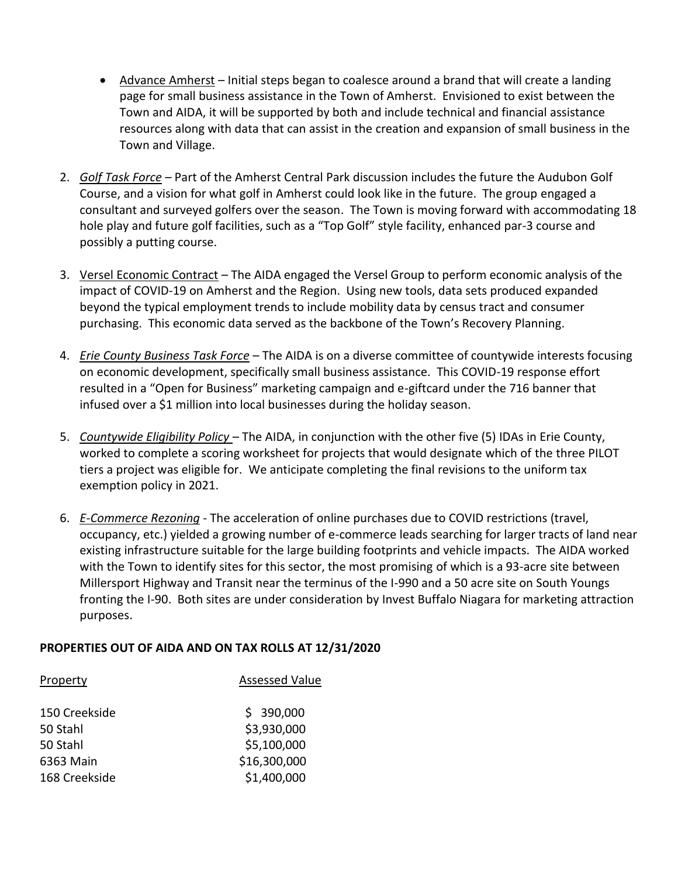- <u>Advance Amherst</u> – Initial steps began to coalesce around a brand that will create a landing page for small business assistance in the Town of Amherst. Envisioned to exist between the Town and AIDA, it will be supported by both and include technical and financial assistance resources along with data that can assist in the creation and expansion of small business in the Town and Village.

2. *<u>Golf Task Force</u>* – Part of the Amherst Central Park discussion includes the future the Audubon Golf Course, and a vision for what golf in Amherst could look like in the future. The group engaged a consultant and surveyed golfers over the season. The Town is moving forward with accommodating 18 hole play and future golf facilities, such as a "Top Golf" style facility, enhanced par-3 course and possibly a putting course.

3. <u>Versel Economic Contract</u> – The AIDA engaged the Versel Group to perform economic analysis of the impact of COVID-19 on Amherst and the Region. Using new tools, data sets produced expanded beyond the typical employment trends to include mobility data by census tract and consumer purchasing. This economic data served as the backbone of the Town's Recovery Planning.

4. *<u>Erie County Business Task Force</u>* – The AIDA is on a diverse committee of countywide interests focusing on economic development, specifically small business assistance. This COVID-19 response effort resulted in a "Open for Business" marketing campaign and e-giftcard under the 716 banner that infused over a $1 million into local businesses during the holiday season.

5. *<u>Countywide Eligibility Policy</u>* – The AIDA, in conjunction with the other five (5) IDAs in Erie County, worked to complete a scoring worksheet for projects that would designate which of the three PILOT tiers a project was eligible for. We anticipate completing the final revisions to the uniform tax exemption policy in 2021.

6. *<u>E-Commerce Rezoning</u>* - The acceleration of online purchases due to COVID restrictions (travel, occupancy, etc.) yielded a growing number of e-commerce leads searching for larger tracts of land near existing infrastructure suitable for the large building footprints and vehicle impacts. The AIDA worked with the Town to identify sites for this sector, the most promising of which is a 93-acre site between Millersport Highway and Transit near the terminus of the I-990 and a 50 acre site on South Youngs fronting the I-90. Both sites are under consideration by Invest Buffalo Niagara for marketing attraction purposes.

**PROPERTIES OUT OF AIDA AND ON TAX ROLLS AT 12/31/2020**

| Property | Assessed Value |
|---|---|
| 150 Creekside | $ 390,000 |
| 50 Stahl | $3,930,000 |
| 50 Stahl | $5,100,000 |
| 6363 Main | $16,300,000 |
| 168 Creekside | $1,400,000 |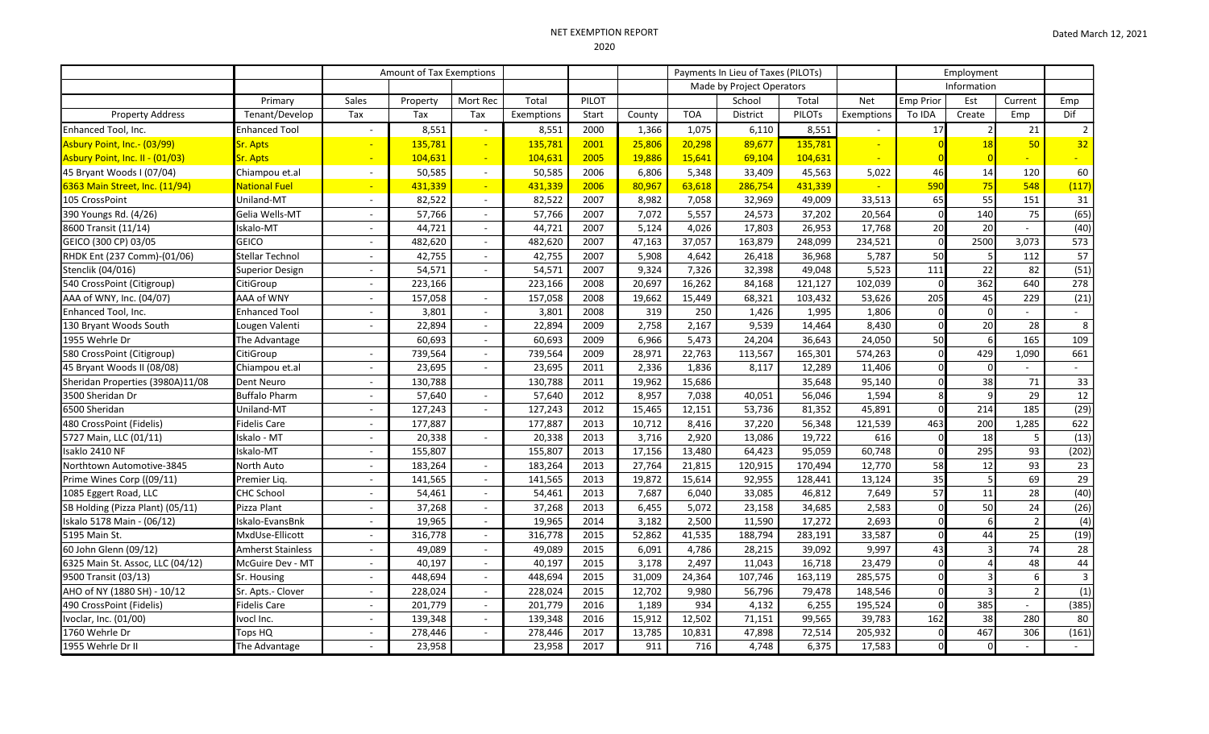# NET EXEMPTION REPORT

2020

Dated March 12, 2021

| | | Amount of Tax Exemptions | | | | | Payments In Lieu of Taxes (PILOTs) | | | | | Employment | | | |
|---|---|---|---|---|---|---|---|---|---|---|---|---|---|---|---|
| | | | | | | | Made by Project Operators | | | | | Information | | | |
| | Primary | Sales | Property | Mort Rec | Total | PILOT | | | School | Total | Net | Emp Prior | Est | Current | Emp |
| Property Address | Tenant/Develop | Tax | Tax | Tax | Exemptions | Start | County | TOA | District | PILOTs | Exemptions | To IDA | Create | Emp | Dif |
| Enhanced Tool, Inc. | Enhanced Tool | - | 8,551 | - | 8,551 | 2000 | 1,366 | 1,075 | 6,110 | 8,551 | - | 17 | 2 | 21 | 2 |
| Asbury Point, Inc.- (03/99) | Sr. Apts | - | 135,781 | - | 135,781 | 2001 | 25,806 | 20,298 | 89,677 | 135,781 | - | 0 | 18 | 50 | 32 |
| Asbury Point, Inc. II - (01/03) | Sr. Apts | - | 104,631 | - | 104,631 | 2005 | 19,886 | 15,641 | 69,104 | 104,631 | - | 0 | 0 | - | - |
| 45 Bryant Woods I (07/04) | Chiampou et.al | - | 50,585 | - | 50,585 | 2006 | 6,806 | 5,348 | 33,409 | 45,563 | 5,022 | 46 | 14 | 120 | 60 |
| 6363 Main Street, Inc. (11/94) | National Fuel | - | 431,339 | - | 431,339 | 2006 | 80,967 | 63,618 | 286,754 | 431,339 | - | 590 | 75 | 548 | (117) |
| 105 CrossPoint | Uniland-MT | - | 82,522 | - | 82,522 | 2007 | 8,982 | 7,058 | 32,969 | 49,009 | 33,513 | 65 | 55 | 151 | 31 |
| 390 Youngs Rd. (4/26) | Gelia Wells-MT | - | 57,766 | - | 57,766 | 2007 | 7,072 | 5,557 | 24,573 | 37,202 | 20,564 | 0 | 140 | 75 | (65) |
| 8600 Transit (11/14) | Iskalo-MT | - | 44,721 | - | 44,721 | 2007 | 5,124 | 4,026 | 17,803 | 26,953 | 17,768 | 20 | 20 | - | (40) |
| GEICO (300 CP) 03/05 | GEICO | - | 482,620 | - | 482,620 | 2007 | 47,163 | 37,057 | 163,879 | 248,099 | 234,521 | 0 | 2500 | 3,073 | 573 |
| RHDK Ent (237 Comm)-(01/06) | Stellar Technol | - | 42,755 | - | 42,755 | 2007 | 5,908 | 4,642 | 26,418 | 36,968 | 5,787 | 50 | 5 | 112 | 57 |
| Stenclik (04/016) | Superior Design | - | 54,571 | - | 54,571 | 2007 | 9,324 | 7,326 | 32,398 | 49,048 | 5,523 | 111 | 22 | 82 | (51) |
| 540 CrossPoint (Citigroup) | CitiGroup | - | 223,166 | | 223,166 | 2008 | 20,697 | 16,262 | 84,168 | 121,127 | 102,039 | 0 | 362 | 640 | 278 |
| AAA of WNY, Inc. (04/07) | AAA of WNY | - | 157,058 | - | 157,058 | 2008 | 19,662 | 15,449 | 68,321 | 103,432 | 53,626 | 205 | 45 | 229 | (21) |
| Enhanced Tool, Inc. | Enhanced Tool | - | 3,801 | - | 3,801 | 2008 | 319 | 250 | 1,426 | 1,995 | 1,806 | 0 | 0 | - | - |
| 130 Bryant Woods South | Lougen Valenti | - | 22,894 | - | 22,894 | 2009 | 2,758 | 2,167 | 9,539 | 14,464 | 8,430 | 0 | 20 | 28 | 8 |
| 1955 Wehrle Dr | The Advantage | | 60,693 | - | 60,693 | 2009 | 6,966 | 5,473 | 24,204 | 36,643 | 24,050 | 50 | 6 | 165 | 109 |
| 580 CrossPoint (Citigroup) | CitiGroup | - | 739,564 | - | 739,564 | 2009 | 28,971 | 22,763 | 113,567 | 165,301 | 574,263 | 0 | 429 | 1,090 | 661 |
| 45 Bryant Woods II (08/08) | Chiampou et.al | - | 23,695 | - | 23,695 | 2011 | 2,336 | 1,836 | 8,117 | 12,289 | 11,406 | 0 | 0 | - | - |
| Sheridan Properties (3980A)11/08 | Dent Neuro | - | 130,788 | | 130,788 | 2011 | 19,962 | 15,686 | | 35,648 | 95,140 | 0 | 38 | 71 | 33 |
| 3500 Sheridan Dr | Buffalo Pharm | - | 57,640 | - | 57,640 | 2012 | 8,957 | 7,038 | 40,051 | 56,046 | 1,594 | 8 | 9 | 29 | 12 |
| 6500 Sheridan | Uniland-MT | - | 127,243 | - | 127,243 | 2012 | 15,465 | 12,151 | 53,736 | 81,352 | 45,891 | 0 | 214 | 185 | (29) |
| 480 CrossPoint (Fidelis) | Fidelis Care | - | 177,887 | | 177,887 | 2013 | 10,712 | 8,416 | 37,220 | 56,348 | 121,539 | 463 | 200 | 1,285 | 622 |
| 5727 Main, LLC (01/11) | Iskalo - MT | - | 20,338 | - | 20,338 | 2013 | 3,716 | 2,920 | 13,086 | 19,722 | 616 | 0 | 18 | 5 | (13) |
| Isaklo 2410 NF | Iskalo-MT | - | 155,807 | | 155,807 | 2013 | 17,156 | 13,480 | 64,423 | 95,059 | 60,748 | 0 | 295 | 93 | (202) |
| Northtown Automotive-3845 | North Auto | - | 183,264 | - | 183,264 | 2013 | 27,764 | 21,815 | 120,915 | 170,494 | 12,770 | 58 | 12 | 93 | 23 |
| Prime Wines Corp ((09/11) | Premier Liq. | - | 141,565 | - | 141,565 | 2013 | 19,872 | 15,614 | 92,955 | 128,441 | 13,124 | 35 | 5 | 69 | 29 |
| 1085 Eggert Road, LLC | CHC School | - | 54,461 | - | 54,461 | 2013 | 7,687 | 6,040 | 33,085 | 46,812 | 7,649 | 57 | 11 | 28 | (40) |
| SB Holding (Pizza Plant) (05/11) | Pizza Plant | - | 37,268 | - | 37,268 | 2013 | 6,455 | 5,072 | 23,158 | 34,685 | 2,583 | 0 | 50 | 24 | (26) |
| Iskalo 5178 Main - (06/12) | Iskalo-EvansBnk | - | 19,965 | - | 19,965 | 2014 | 3,182 | 2,500 | 11,590 | 17,272 | 2,693 | 0 | 6 | 2 | (4) |
| 5195 Main St. | MxdUse-Ellicott | - | 316,778 | - | 316,778 | 2015 | 52,862 | 41,535 | 188,794 | 283,191 | 33,587 | 0 | 44 | 25 | (19) |
| 60 John Glenn (09/12) | Amherst Stainless | - | 49,089 | - | 49,089 | 2015 | 6,091 | 4,786 | 28,215 | 39,092 | 9,997 | 43 | 3 | 74 | 28 |
| 6325 Main St. Assoc, LLC (04/12) | McGuire Dev - MT | - | 40,197 | - | 40,197 | 2015 | 3,178 | 2,497 | 11,043 | 16,718 | 23,479 | 0 | 4 | 48 | 44 |
| 9500 Transit (03/13) | Sr. Housing | - | 448,694 | - | 448,694 | 2015 | 31,009 | 24,364 | 107,746 | 163,119 | 285,575 | 0 | 3 | 6 | 3 |
| AHO of NY (1880 SH) - 10/12 | Sr. Apts.- Clover | - | 228,024 | - | 228,024 | 2015 | 12,702 | 9,980 | 56,796 | 79,478 | 148,546 | 0 | 3 | 2 | (1) |
| 490 CrossPoint (Fidelis) | Fidelis Care | - | 201,779 | - | 201,779 | 2016 | 1,189 | 934 | 4,132 | 6,255 | 195,524 | 0 | 385 | - | (385) |
| Ivoclar, Inc. (01/00) | Ivocl Inc. | - | 139,348 | - | 139,348 | 2016 | 15,912 | 12,502 | 71,151 | 99,565 | 39,783 | 162 | 38 | 280 | 80 |
| 1760 Wehrle Dr | Tops HQ | - | 278,446 | - | 278,446 | 2017 | 13,785 | 10,831 | 47,898 | 72,514 | 205,932 | 0 | 467 | 306 | (161) |
| 1955 Wehrle Dr II | The Advantage | - | 23,958 | | 23,958 | 2017 | 911 | 716 | 4,748 | 6,375 | 17,583 | 0 | 0 | - | - |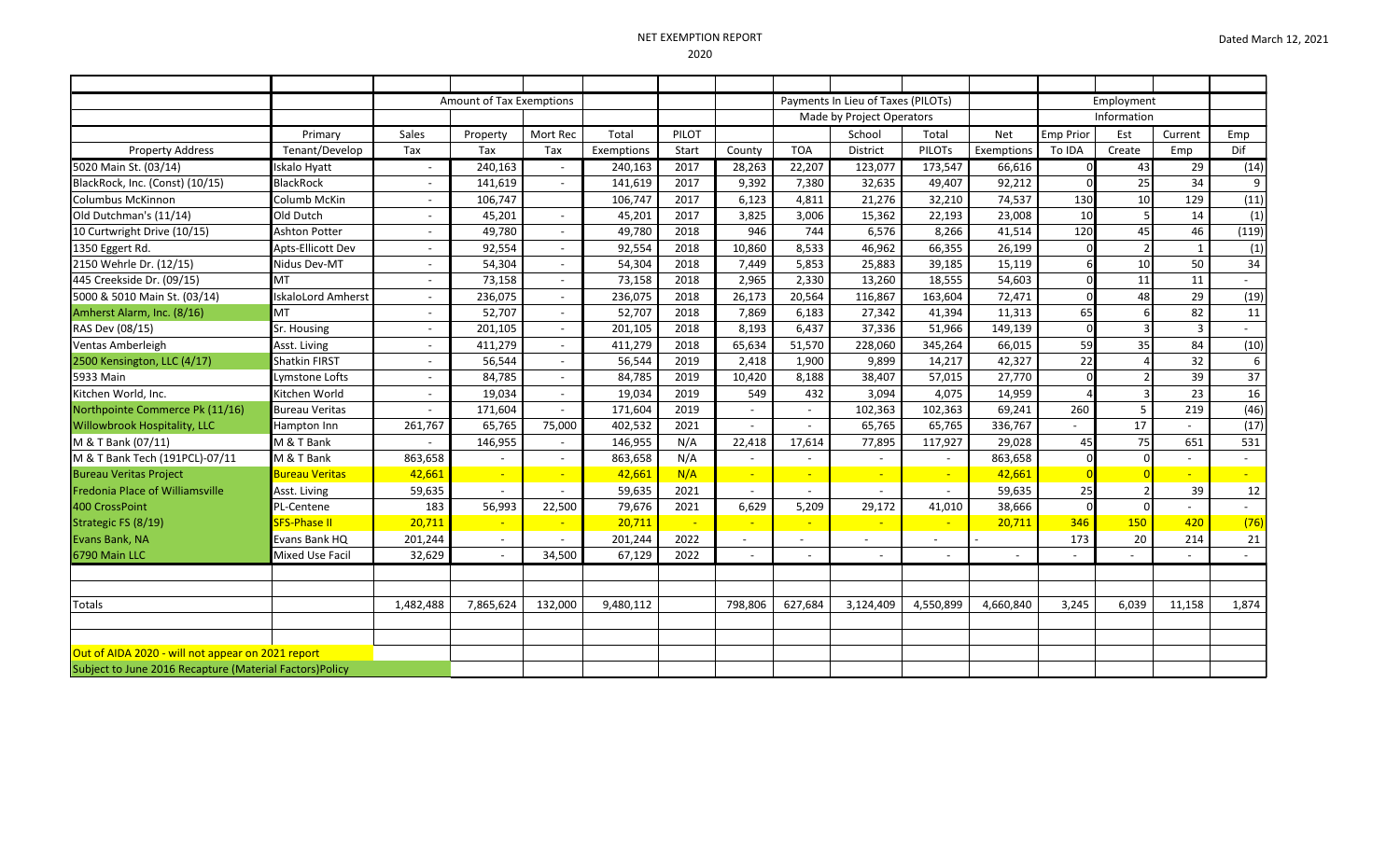# NET EXEMPTION REPORT

2020

Dated March 12, 2021

| | | Amount of Tax Exemptions | | | | | Payments In Lieu of Taxes (PILOTs) Made by Project Operators | | | | | Employment Information | | | |
|---|---|---|---|---|---|---|---|---|---|---|---|---|---|---|---|
| Property Address | Primary Tenant/Develop | Sales Tax | Property Tax | Mort Rec Tax | Total Exemptions | PILOT Start | County | TOA | School District | Total PILOTs | Net Exemptions | Emp Prior To IDA | Est Create | Current Emp | Emp Dif |
| 5020 Main St. (03/14) | Iskalo Hyatt | - | 240,163 | - | 240,163 | 2017 | 28,263 | 22,207 | 123,077 | 173,547 | 66,616 | 0 | 43 | 29 | (14) |
| BlackRock, Inc. (Const) (10/15) | BlackRock | - | 141,619 | - | 141,619 | 2017 | 9,392 | 7,380 | 32,635 | 49,407 | 92,212 | 0 | 25 | 34 | 9 |
| Columbus McKinnon | Columb McKin | - | 106,747 | | 106,747 | 2017 | 6,123 | 4,811 | 21,276 | 32,210 | 74,537 | 130 | 10 | 129 | (11) |
| Old Dutchman's (11/14) | Old Dutch | - | 45,201 | - | 45,201 | 2017 | 3,825 | 3,006 | 15,362 | 22,193 | 23,008 | 10 | 5 | 14 | (1) |
| 10 Curtwright Drive (10/15) | Ashton Potter | - | 49,780 | - | 49,780 | 2018 | 946 | 744 | 6,576 | 8,266 | 41,514 | 120 | 45 | 46 | (119) |
| 1350 Eggert Rd. | Apts-Ellicott Dev | - | 92,554 | - | 92,554 | 2018 | 10,860 | 8,533 | 46,962 | 66,355 | 26,199 | 0 | 2 | 1 | (1) |
| 2150 Wehrle Dr. (12/15) | Nidus Dev-MT | - | 54,304 | - | 54,304 | 2018 | 7,449 | 5,853 | 25,883 | 39,185 | 15,119 | 6 | 10 | 50 | 34 |
| 445 Creekside Dr. (09/15) | MT | - | 73,158 | - | 73,158 | 2018 | 2,965 | 2,330 | 13,260 | 18,555 | 54,603 | 0 | 11 | 11 | - |
| 5000 & 5010 Main St. (03/14) | IskaloLord Amherst | - | 236,075 | - | 236,075 | 2018 | 26,173 | 20,564 | 116,867 | 163,604 | 72,471 | 0 | 48 | 29 | (19) |
| Amherst Alarm, Inc. (8/16) | MT | - | 52,707 | - | 52,707 | 2018 | 7,869 | 6,183 | 27,342 | 41,394 | 11,313 | 65 | 6 | 82 | 11 |
| RAS Dev (08/15) | Sr. Housing | - | 201,105 | - | 201,105 | 2018 | 8,193 | 6,437 | 37,336 | 51,966 | 149,139 | 0 | 3 | 3 | - |
| Ventas Amberleigh | Asst. Living | - | 411,279 | - | 411,279 | 2018 | 65,634 | 51,570 | 228,060 | 345,264 | 66,015 | 59 | 35 | 84 | (10) |
| 2500 Kensington, LLC (4/17) | Shatkin FIRST | - | 56,544 | - | 56,544 | 2019 | 2,418 | 1,900 | 9,899 | 14,217 | 42,327 | 22 | 4 | 32 | 6 |
| 5933 Main | Lymstone Lofts | - | 84,785 | - | 84,785 | 2019 | 10,420 | 8,188 | 38,407 | 57,015 | 27,770 | 0 | 2 | 39 | 37 |
| Kitchen World, Inc. | Kitchen World | - | 19,034 | - | 19,034 | 2019 | 549 | 432 | 3,094 | 4,075 | 14,959 | 4 | 3 | 23 | 16 |
| Northpointe Commerce Pk (11/16) | Bureau Veritas | - | 171,604 | - | 171,604 | 2019 | - | - | 102,363 | 102,363 | 69,241 | 260 | 5 | 219 | (46) |
| Willowbrook Hospitality, LLC | Hampton Inn | 261,767 | 65,765 | 75,000 | 402,532 | 2021 | - | - | 65,765 | 65,765 | 336,767 | - | 17 | - | (17) |
| M & T Bank (07/11) | M & T Bank | - | 146,955 | - | 146,955 | N/A | 22,418 | 17,614 | 77,895 | 117,927 | 29,028 | 45 | 75 | 651 | 531 |
| M & T Bank Tech (191PCL)-07/11 | M & T Bank | 863,658 | - | - | 863,658 | N/A | - | - | - | - | 863,658 | 0 | 0 | - | - |
| Bureau Veritas Project | Bureau Veritas | 42,661 | - | - | 42,661 | N/A | - | - | - | - | 42,661 | 0 | 0 | - | - |
| Fredonia Place of Williamsville | Asst. Living | 59,635 | - | - | 59,635 | 2021 | - | - | - | - | 59,635 | 25 | 2 | 39 | 12 |
| 400 CrossPoint | PL-Centene | 183 | 56,993 | 22,500 | 79,676 | 2021 | 6,629 | 5,209 | 29,172 | 41,010 | 38,666 | 0 | 0 | - | - |
| Strategic FS (8/19) | SFS-Phase II | 20,711 | - | - | 20,711 | - | - | - | - | - | 20,711 | 346 | 150 | 420 | (76) |
| Evans Bank, NA | Evans Bank HQ | 201,244 | - | - | 201,244 | 2022 | - | - | - | - | - | 173 | 20 | 214 | 21 |
| 6790 Main LLC | Mixed Use Facil | 32,629 | - | 34,500 | 67,129 | 2022 | - | - | - | - | - | - | - | - | - |
| | | | | | | | | | | | | | | | |
| Totals | | 1,482,488 | 7,865,624 | 132,000 | 9,480,112 | | 798,806 | 627,684 | 3,124,409 | 4,550,899 | 4,660,840 | 3,245 | 6,039 | 11,158 | 1,874 |

Out of AIDA 2020 - will not appear on 2021 report

Subject to June 2016 Recapture (Material Factors)Policy